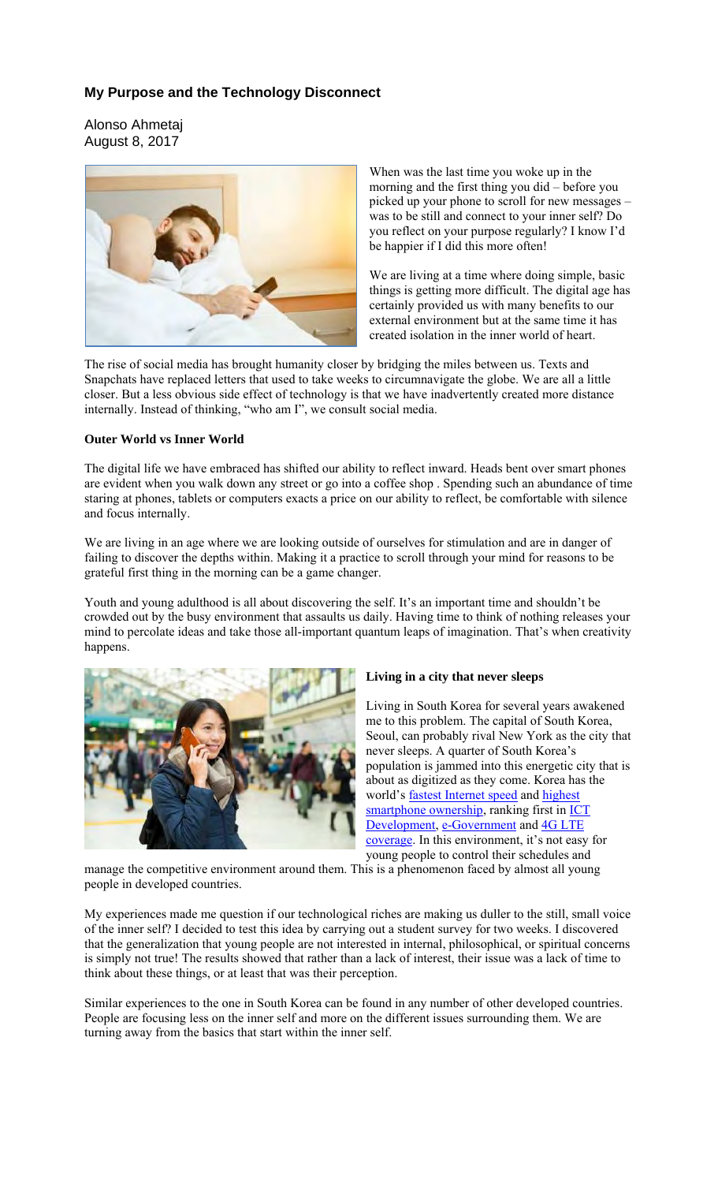## My Purpose and the Technology Disconnect

Alonso Ahmetaj
August 8, 2017

When was the last time you woke up in the morning and the first thing you did – before you picked up your phone to scroll for new messages – was to be still and connect to your inner self? Do you reflect on your purpose regularly? I know I'd be happier if I did this more often!

We are living at a time where doing simple, basic things is getting more difficult. The digital age has certainly provided us with many benefits to our external environment but at the same time it has created isolation in the inner world of heart.

The rise of social media has brought humanity closer by bridging the miles between us. Texts and Snapchats have replaced letters that used to take weeks to circumnavigate the globe. We are all a little closer. But a less obvious side effect of technology is that we have inadvertently created more distance internally. Instead of thinking, "who am I", we consult social media.

**Outer World vs Inner World**

The digital life we have embraced has shifted our ability to reflect inward. Heads bent over smart phones are evident when you walk down any street or go into a coffee shop . Spending such an abundance of time staring at phones, tablets or computers exacts a price on our ability to reflect, be comfortable with silence and focus internally.

We are living in an age where we are looking outside of ourselves for stimulation and are in danger of failing to discover the depths within. Making it a practice to scroll through your mind for reasons to be grateful first thing in the morning can be a game changer.

Youth and young adulthood is all about discovering the self. It's an important time and shouldn't be crowded out by the busy environment that assaults us daily. Having time to think of nothing releases your mind to percolate ideas and take those all-important quantum leaps of imagination. That's when creativity happens.

**Living in a city that never sleeps**

Living in South Korea for several years awakened me to this problem. The capital of South Korea, Seoul, can probably rival New York as the city that never sleeps. A quarter of South Korea's population is jammed into this energetic city that is about as digitized as they come. Korea has the world's fastest Internet speed and highest smartphone ownership, ranking first in ICT Development, e-Government and 4G LTE coverage. In this environment, it's not easy for young people to control their schedules and manage the competitive environment around them. This is a phenomenon faced by almost all young people in developed countries.

My experiences made me question if our technological riches are making us duller to the still, small voice of the inner self? I decided to test this idea by carrying out a student survey for two weeks. I discovered that the generalization that young people are not interested in internal, philosophical, or spiritual concerns is simply not true! The results showed that rather than a lack of interest, their issue was a lack of time to think about these things, or at least that was their perception.

Similar experiences to the one in South Korea can be found in any number of other developed countries. People are focusing less on the inner self and more on the different issues surrounding them. We are turning away from the basics that start within the inner self.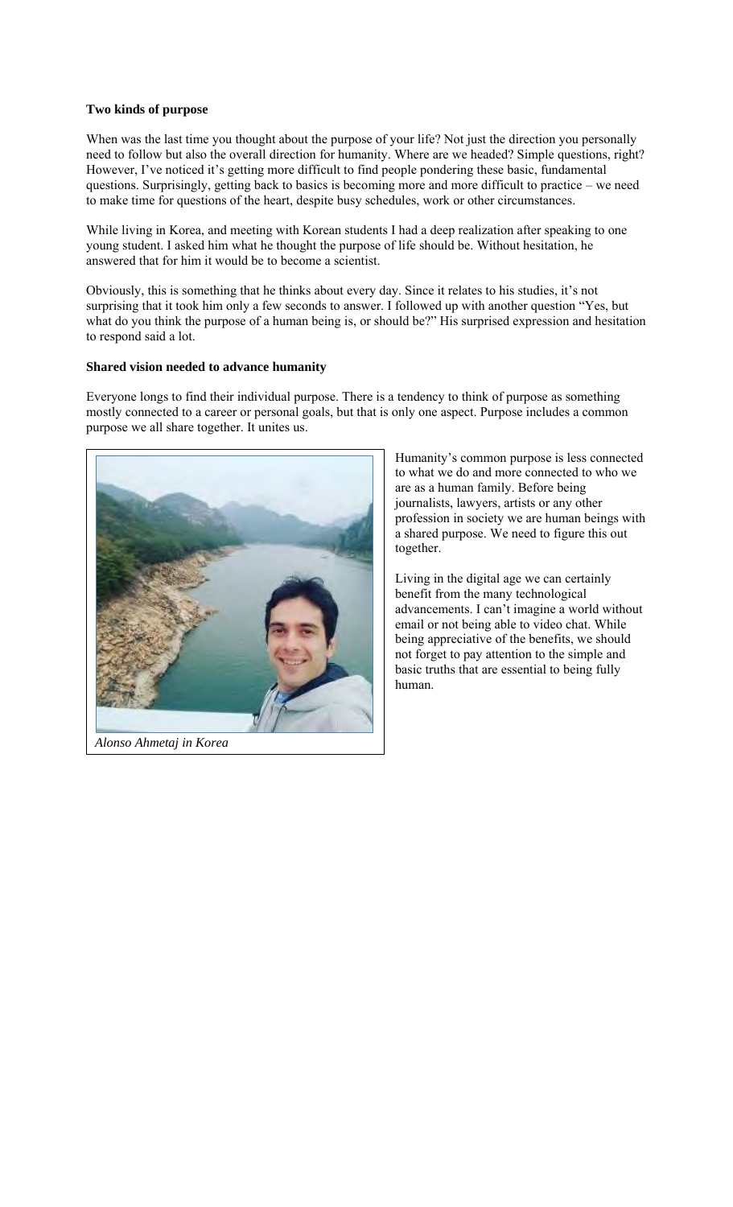**Two kinds of purpose**

When was the last time you thought about the purpose of your life? Not just the direction you personally need to follow but also the overall direction for humanity. Where are we headed? Simple questions, right? However, I've noticed it's getting more difficult to find people pondering these basic, fundamental questions. Surprisingly, getting back to basics is becoming more and more difficult to practice – we need to make time for questions of the heart, despite busy schedules, work or other circumstances.

While living in Korea, and meeting with Korean students I had a deep realization after speaking to one young student. I asked him what he thought the purpose of life should be. Without hesitation, he answered that for him it would be to become a scientist.

Obviously, this is something that he thinks about every day. Since it relates to his studies, it's not surprising that it took him only a few seconds to answer. I followed up with another question "Yes, but what do you think the purpose of a human being is, or should be?" His surprised expression and hesitation to respond said a lot.

**Shared vision needed to advance humanity**

Everyone longs to find their individual purpose. There is a tendency to think of purpose as something mostly connected to a career or personal goals, but that is only one aspect. Purpose includes a common purpose we all share together. It unites us.

*Alonso Ahmetaj in Korea*

Humanity's common purpose is less connected to what we do and more connected to who we are as a human family. Before being journalists, lawyers, artists or any other profession in society we are human beings with a shared purpose. We need to figure this out together.

Living in the digital age we can certainly benefit from the many technological advancements. I can't imagine a world without email or not being able to video chat. While being appreciative of the benefits, we should not forget to pay attention to the simple and basic truths that are essential to being fully human.